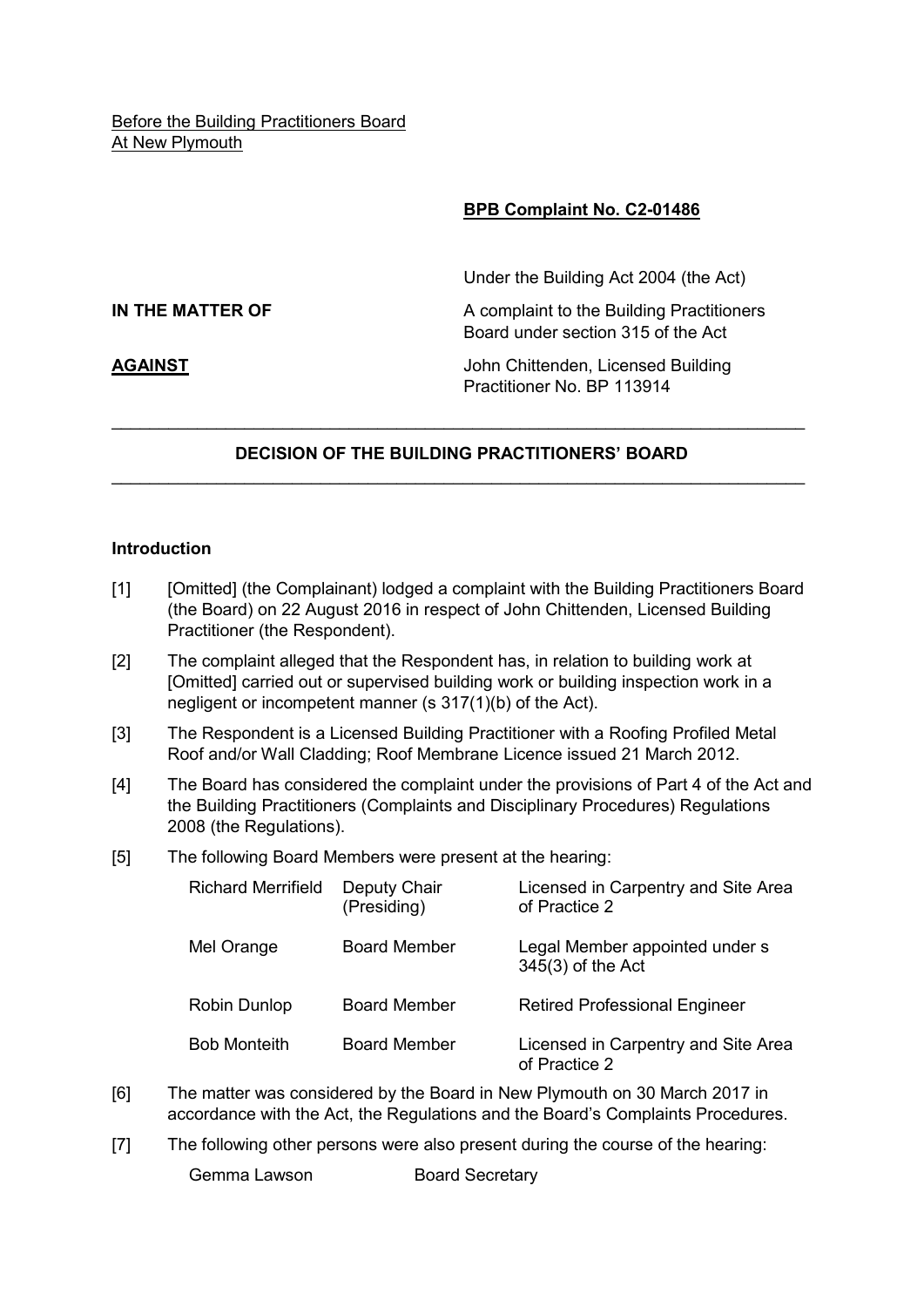Before the Building Practitioners Board
At New Plymouth

**BPB Complaint No. C2-01486**

Under the Building Act 2004 (the Act)

**IN THE MATTER OF** A complaint to the Building Practitioners Board under section 315 of the Act

**AGAINST** John Chittenden, Licensed Building Practitioner No. BP 113914

---

## DECISION OF THE BUILDING PRACTITIONERS' BOARD

---

### Introduction

[1] [Omitted] (the Complainant) lodged a complaint with the Building Practitioners Board (the Board) on 22 August 2016 in respect of John Chittenden, Licensed Building Practitioner (the Respondent).

[2] The complaint alleged that the Respondent has, in relation to building work at [Omitted] carried out or supervised building work or building inspection work in a negligent or incompetent manner (s 317(1)(b) of the Act).

[3] The Respondent is a Licensed Building Practitioner with a Roofing Profiled Metal Roof and/or Wall Cladding; Roof Membrane Licence issued 21 March 2012.

[4] The Board has considered the complaint under the provisions of Part 4 of the Act and the Building Practitioners (Complaints and Disciplinary Procedures) Regulations 2008 (the Regulations).

[5] The following Board Members were present at the hearing:

| | | |
|---|---|---|
| Richard Merrifield | Deputy Chair (Presiding) | Licensed in Carpentry and Site Area of Practice 2 |
| Mel Orange | Board Member | Legal Member appointed under s 345(3) of the Act |
| Robin Dunlop | Board Member | Retired Professional Engineer |
| Bob Monteith | Board Member | Licensed in Carpentry and Site Area of Practice 2 |

[6] The matter was considered by the Board in New Plymouth on 30 March 2017 in accordance with the Act, the Regulations and the Board's Complaints Procedures.

[7] The following other persons were also present during the course of the hearing:

Gemma Lawson Board Secretary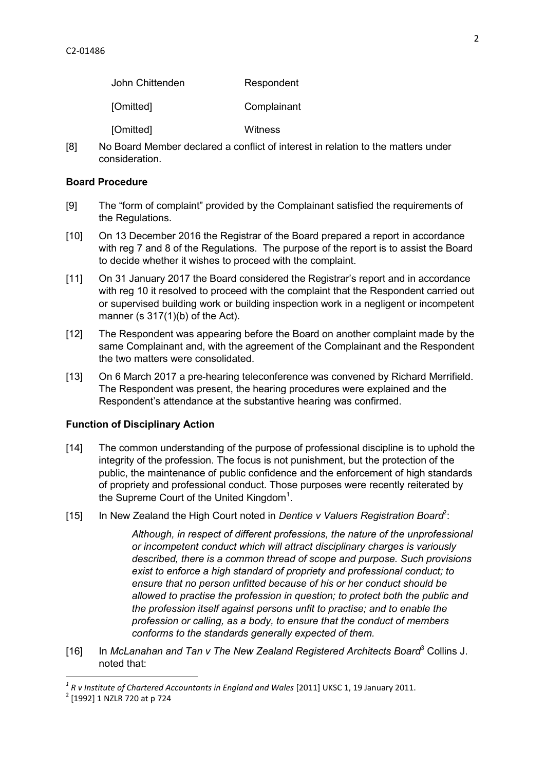| | |
|---|---|
| John Chittenden | Respondent |
| [Omitted] | Complainant |
| [Omitted] | Witness |

[8] No Board Member declared a conflict of interest in relation to the matters under consideration.

## Board Procedure

[9] The "form of complaint" provided by the Complainant satisfied the requirements of the Regulations.

[10] On 13 December 2016 the Registrar of the Board prepared a report in accordance with reg 7 and 8 of the Regulations. The purpose of the report is to assist the Board to decide whether it wishes to proceed with the complaint.

[11] On 31 January 2017 the Board considered the Registrar's report and in accordance with reg 10 it resolved to proceed with the complaint that the Respondent carried out or supervised building work or building inspection work in a negligent or incompetent manner (s 317(1)(b) of the Act).

[12] The Respondent was appearing before the Board on another complaint made by the same Complainant and, with the agreement of the Complainant and the Respondent the two matters were consolidated.

[13] On 6 March 2017 a pre-hearing teleconference was convened by Richard Merrifield. The Respondent was present, the hearing procedures were explained and the Respondent's attendance at the substantive hearing was confirmed.

## Function of Disciplinary Action

[14] The common understanding of the purpose of professional discipline is to uphold the integrity of the profession. The focus is not punishment, but the protection of the public, the maintenance of public confidence and the enforcement of high standards of propriety and professional conduct. Those purposes were recently reiterated by the Supreme Court of the United Kingdom[1].

[15] In New Zealand the High Court noted in *Dentice v Valuers Registration Board*[2]:

> *Although, in respect of different professions, the nature of the unprofessional or incompetent conduct which will attract disciplinary charges is variously described, there is a common thread of scope and purpose. Such provisions exist to enforce a high standard of propriety and professional conduct; to ensure that no person unfitted because of his or her conduct should be allowed to practise the profession in question; to protect both the public and the profession itself against persons unfit to practise; and to enable the profession or calling, as a body, to ensure that the conduct of members conforms to the standards generally expected of them.*

[16] In *McLanahan and Tan v The New Zealand Registered Architects Board*[3] Collins J. noted that:

---

[1] *R v Institute of Chartered Accountants in England and Wales* [2011] UKSC 1, 19 January 2011.

[2] [1992] 1 NZLR 720 at p 724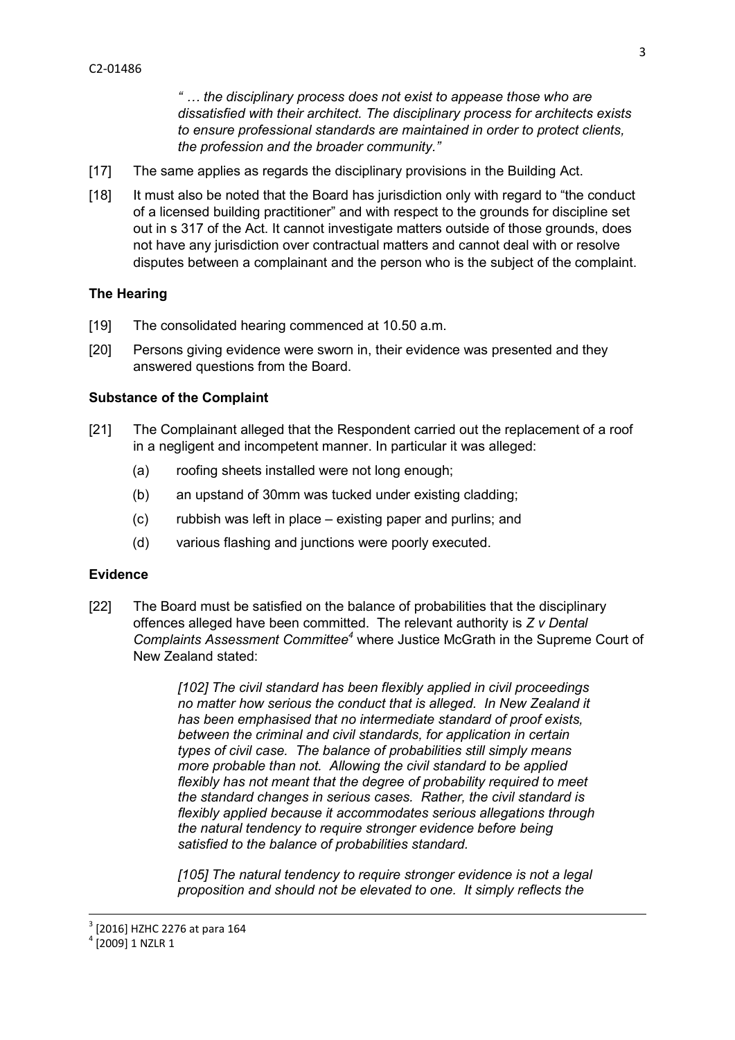> *" … the disciplinary process does not exist to appease those who are dissatisfied with their architect. The disciplinary process for architects exists to ensure professional standards are maintained in order to protect clients, the profession and the broader community."*

[17] The same applies as regards the disciplinary provisions in the Building Act.

[18] It must also be noted that the Board has jurisdiction only with regard to "the conduct of a licensed building practitioner" and with respect to the grounds for discipline set out in s 317 of the Act. It cannot investigate matters outside of those grounds, does not have any jurisdiction over contractual matters and cannot deal with or resolve disputes between a complainant and the person who is the subject of the complaint.

## The Hearing

[19] The consolidated hearing commenced at 10.50 a.m.

[20] Persons giving evidence were sworn in, their evidence was presented and they answered questions from the Board.

## Substance of the Complaint

[21] The Complainant alleged that the Respondent carried out the replacement of a roof in a negligent and incompetent manner. In particular it was alleged:

(a) roofing sheets installed were not long enough;

(b) an upstand of 30mm was tucked under existing cladding;

(c) rubbish was left in place – existing paper and purlins; and

(d) various flashing and junctions were poorly executed.

## Evidence

[22] The Board must be satisfied on the balance of probabilities that the disciplinary offences alleged have been committed. The relevant authority is *Z v Dental Complaints Assessment Committee*[4] where Justice McGrath in the Supreme Court of New Zealand stated:

> *[102] The civil standard has been flexibly applied in civil proceedings no matter how serious the conduct that is alleged. In New Zealand it has been emphasised that no intermediate standard of proof exists, between the criminal and civil standards, for application in certain types of civil case. The balance of probabilities still simply means more probable than not. Allowing the civil standard to be applied flexibly has not meant that the degree of probability required to meet the standard changes in serious cases. Rather, the civil standard is flexibly applied because it accommodates serious allegations through the natural tendency to require stronger evidence before being satisfied to the balance of probabilities standard.*
>
> *[105] The natural tendency to require stronger evidence is not a legal proposition and should not be elevated to one. It simply reflects the*

---

[3] [2016] HZHC 2276 at para 164

[4] [2009] 1 NZLR 1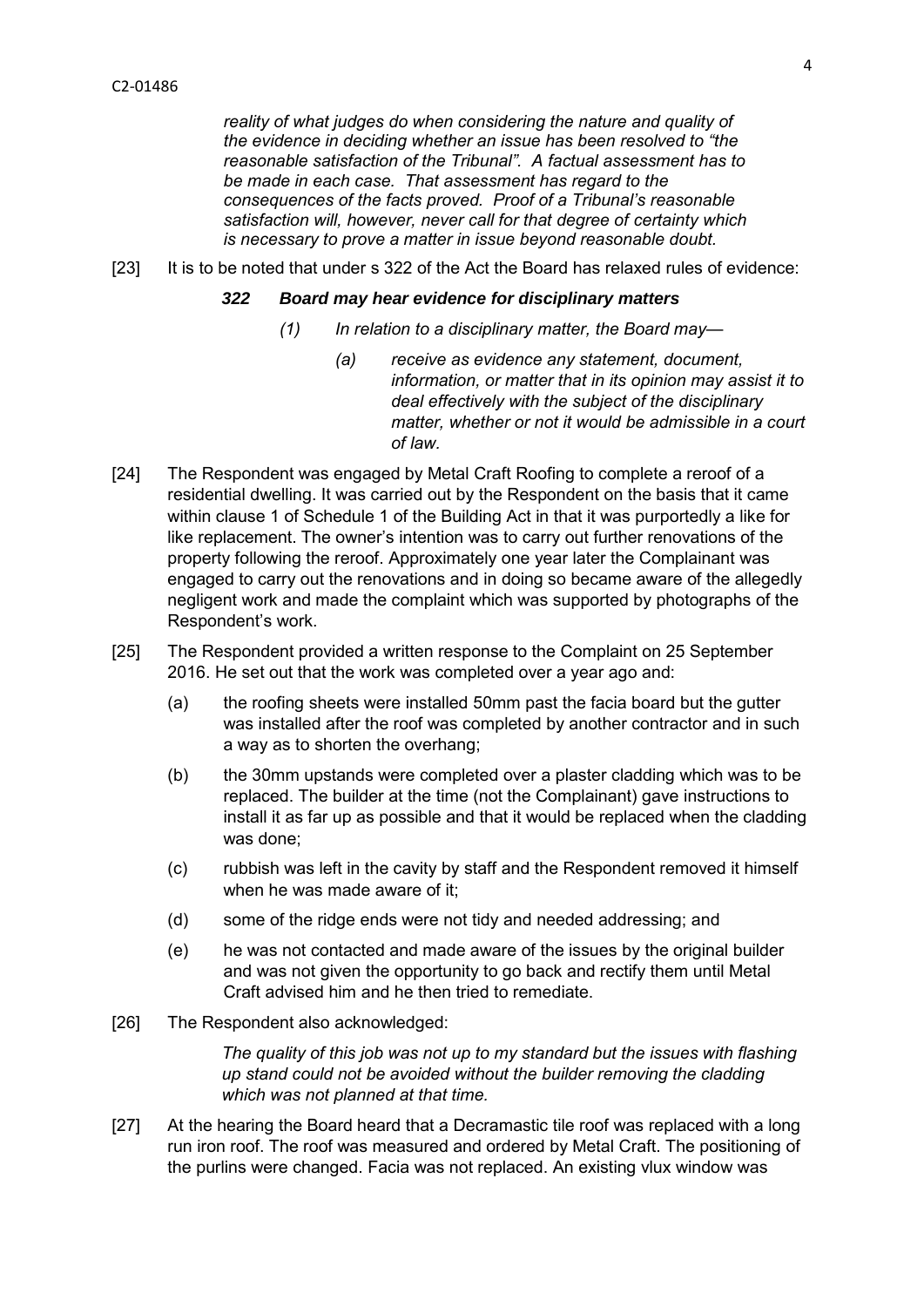*reality of what judges do when considering the nature and quality of the evidence in deciding whether an issue has been resolved to "the reasonable satisfaction of the Tribunal". A factual assessment has to be made in each case. That assessment has regard to the consequences of the facts proved. Proof of a Tribunal's reasonable satisfaction will, however, never call for that degree of certainty which is necessary to prove a matter in issue beyond reasonable doubt.*

[23] It is to be noted that under s 322 of the Act the Board has relaxed rules of evidence:

> ***322 Board may hear evidence for disciplinary matters***
>
> *(1) In relation to a disciplinary matter, the Board may—*
>
> *(a) receive as evidence any statement, document, information, or matter that in its opinion may assist it to deal effectively with the subject of the disciplinary matter, whether or not it would be admissible in a court of law.*

[24] The Respondent was engaged by Metal Craft Roofing to complete a reroof of a residential dwelling. It was carried out by the Respondent on the basis that it came within clause 1 of Schedule 1 of the Building Act in that it was purportedly a like for like replacement. The owner's intention was to carry out further renovations of the property following the reroof. Approximately one year later the Complainant was engaged to carry out the renovations and in doing so became aware of the allegedly negligent work and made the complaint which was supported by photographs of the Respondent's work.

[25] The Respondent provided a written response to the Complaint on 25 September 2016. He set out that the work was completed over a year ago and:

(a) the roofing sheets were installed 50mm past the facia board but the gutter was installed after the roof was completed by another contractor and in such a way as to shorten the overhang;

(b) the 30mm upstands were completed over a plaster cladding which was to be replaced. The builder at the time (not the Complainant) gave instructions to install it as far up as possible and that it would be replaced when the cladding was done;

(c) rubbish was left in the cavity by staff and the Respondent removed it himself when he was made aware of it;

(d) some of the ridge ends were not tidy and needed addressing; and

(e) he was not contacted and made aware of the issues by the original builder and was not given the opportunity to go back and rectify them until Metal Craft advised him and he then tried to remediate.

[26] The Respondent also acknowledged:

> *The quality of this job was not up to my standard but the issues with flashing up stand could not be avoided without the builder removing the cladding which was not planned at that time.*

[27] At the hearing the Board heard that a Decramastic tile roof was replaced with a long run iron roof. The roof was measured and ordered by Metal Craft. The positioning of the purlins were changed. Facia was not replaced. An existing vlux window was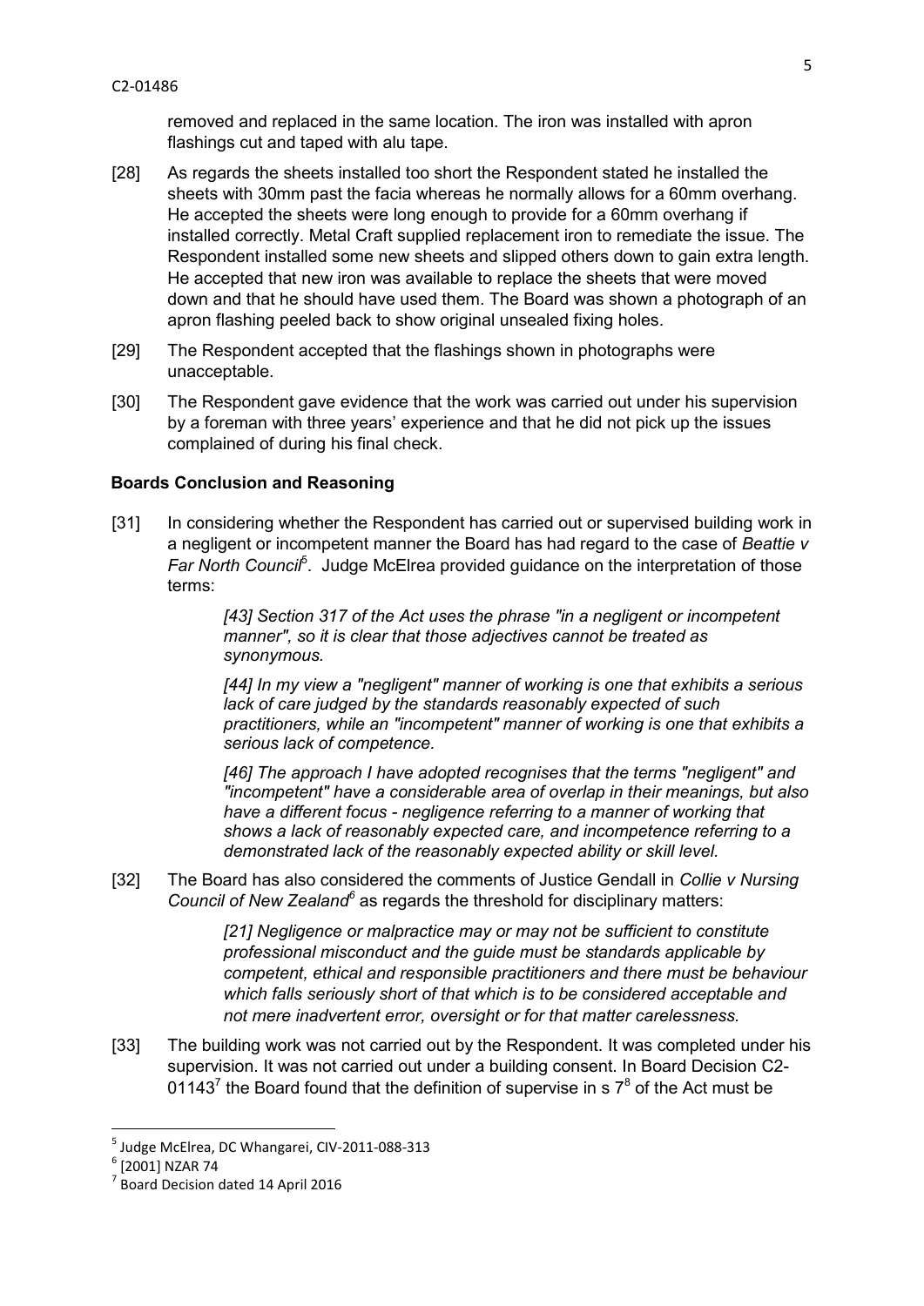removed and replaced in the same location. The iron was installed with apron flashings cut and taped with alu tape.

[28] As regards the sheets installed too short the Respondent stated he installed the sheets with 30mm past the facia whereas he normally allows for a 60mm overhang. He accepted the sheets were long enough to provide for a 60mm overhang if installed correctly. Metal Craft supplied replacement iron to remediate the issue. The Respondent installed some new sheets and slipped others down to gain extra length. He accepted that new iron was available to replace the sheets that were moved down and that he should have used them. The Board was shown a photograph of an apron flashing peeled back to show original unsealed fixing holes.

[29] The Respondent accepted that the flashings shown in photographs were unacceptable.

[30] The Respondent gave evidence that the work was carried out under his supervision by a foreman with three years' experience and that he did not pick up the issues complained of during his final check.

## Boards Conclusion and Reasoning

[31] In considering whether the Respondent has carried out or supervised building work in a negligent or incompetent manner the Board has had regard to the case of *Beattie v Far North Council*[5]. Judge McElrea provided guidance on the interpretation of those terms:

> *[43] Section 317 of the Act uses the phrase "in a negligent or incompetent manner", so it is clear that those adjectives cannot be treated as synonymous.*
>
> *[44] In my view a "negligent" manner of working is one that exhibits a serious lack of care judged by the standards reasonably expected of such practitioners, while an "incompetent" manner of working is one that exhibits a serious lack of competence.*
>
> *[46] The approach I have adopted recognises that the terms "negligent" and "incompetent" have a considerable area of overlap in their meanings, but also have a different focus - negligence referring to a manner of working that shows a lack of reasonably expected care, and incompetence referring to a demonstrated lack of the reasonably expected ability or skill level.*

[32] The Board has also considered the comments of Justice Gendall in *Collie v Nursing Council of New Zealand*[6] as regards the threshold for disciplinary matters:

> *[21] Negligence or malpractice may or may not be sufficient to constitute professional misconduct and the guide must be standards applicable by competent, ethical and responsible practitioners and there must be behaviour which falls seriously short of that which is to be considered acceptable and not mere inadvertent error, oversight or for that matter carelessness.*

[33] The building work was not carried out by the Respondent. It was completed under his supervision. It was not carried out under a building consent. In Board Decision C2-01143[7] the Board found that the definition of supervise in s 7[8] of the Act must be

---

[5] Judge McElrea, DC Whangarei, CIV-2011-088-313

[6] [2001] NZAR 74

[7] Board Decision dated 14 April 2016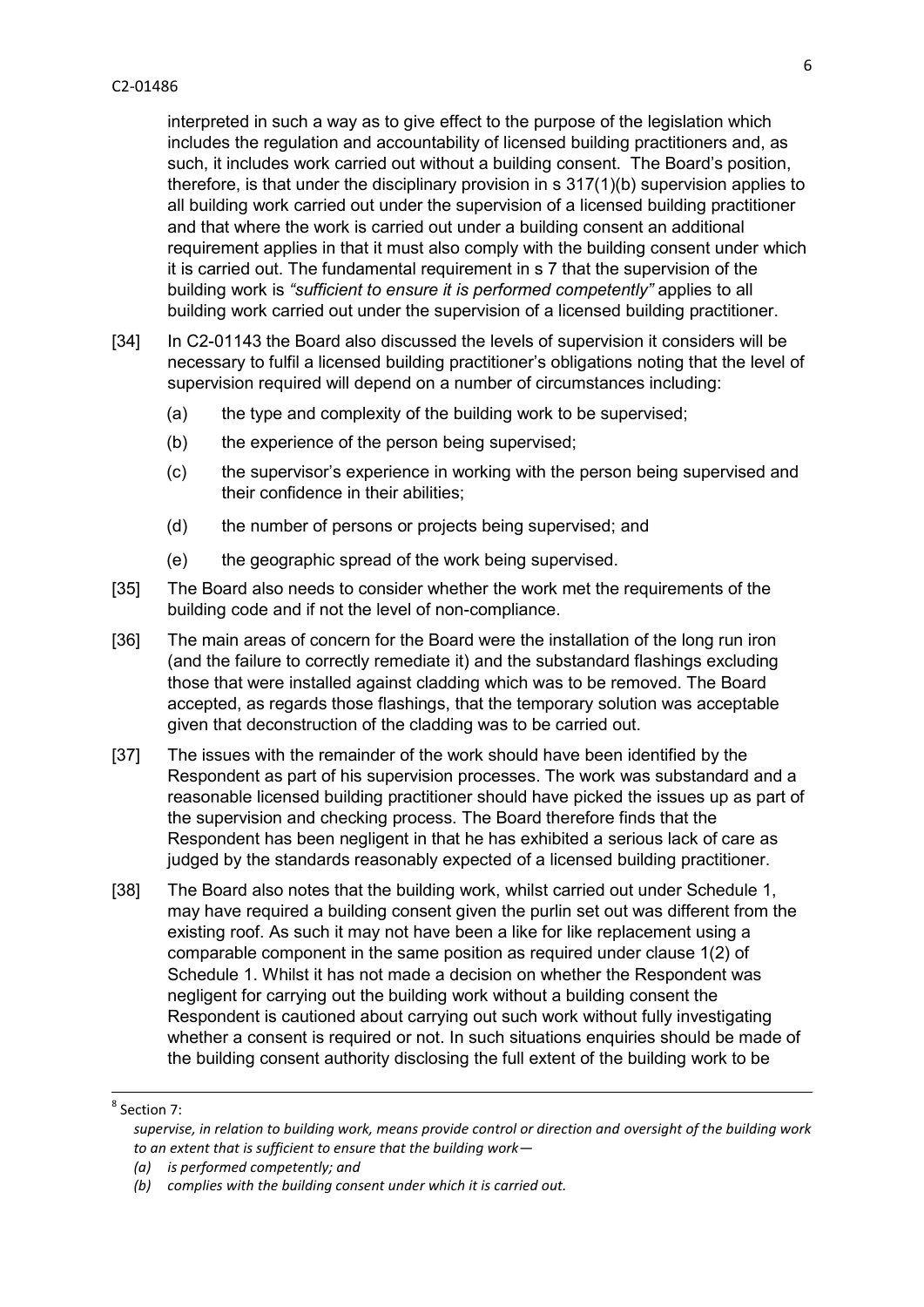interpreted in such a way as to give effect to the purpose of the legislation which includes the regulation and accountability of licensed building practitioners and, as such, it includes work carried out without a building consent. The Board's position, therefore, is that under the disciplinary provision in s 317(1)(b) supervision applies to all building work carried out under the supervision of a licensed building practitioner and that where the work is carried out under a building consent an additional requirement applies in that it must also comply with the building consent under which it is carried out. The fundamental requirement in s 7 that the supervision of the building work is *"sufficient to ensure it is performed competently"* applies to all building work carried out under the supervision of a licensed building practitioner.

[34] In C2-01143 the Board also discussed the levels of supervision it considers will be necessary to fulfil a licensed building practitioner's obligations noting that the level of supervision required will depend on a number of circumstances including:

(a) the type and complexity of the building work to be supervised;

(b) the experience of the person being supervised;

(c) the supervisor's experience in working with the person being supervised and their confidence in their abilities;

(d) the number of persons or projects being supervised; and

(e) the geographic spread of the work being supervised.

[35] The Board also needs to consider whether the work met the requirements of the building code and if not the level of non-compliance.

[36] The main areas of concern for the Board were the installation of the long run iron (and the failure to correctly remediate it) and the substandard flashings excluding those that were installed against cladding which was to be removed. The Board accepted, as regards those flashings, that the temporary solution was acceptable given that deconstruction of the cladding was to be carried out.

[37] The issues with the remainder of the work should have been identified by the Respondent as part of his supervision processes. The work was substandard and a reasonable licensed building practitioner should have picked the issues up as part of the supervision and checking process. The Board therefore finds that the Respondent has been negligent in that he has exhibited a serious lack of care as judged by the standards reasonably expected of a licensed building practitioner.

[38] The Board also notes that the building work, whilst carried out under Schedule 1, may have required a building consent given the purlin set out was different from the existing roof. As such it may not have been a like for like replacement using a comparable component in the same position as required under clause 1(2) of Schedule 1. Whilst it has not made a decision on whether the Respondent was negligent for carrying out the building work without a building consent the Respondent is cautioned about carrying out such work without fully investigating whether a consent is required or not. In such situations enquiries should be made of the building consent authority disclosing the full extent of the building work to be

---

[8] Section 7:

*supervise, in relation to building work, means provide control or direction and oversight of the building work to an extent that is sufficient to ensure that the building work—*

*(a) is performed competently; and*

*(b) complies with the building consent under which it is carried out.*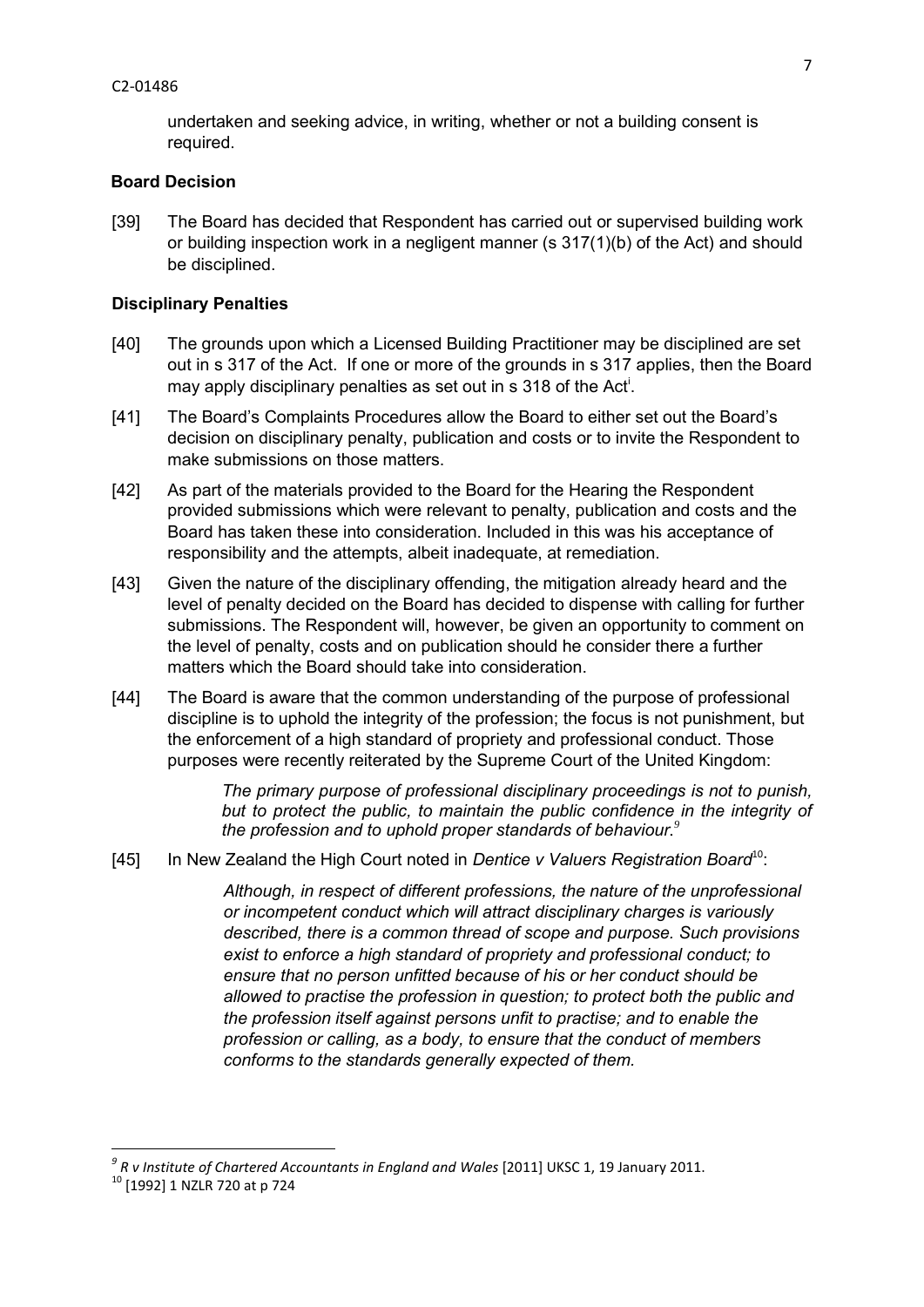undertaken and seeking advice, in writing, whether or not a building consent is required.

**Board Decision**

[39] The Board has decided that Respondent has carried out or supervised building work or building inspection work in a negligent manner (s 317(1)(b) of the Act) and should be disciplined.

**Disciplinary Penalties**

[40] The grounds upon which a Licensed Building Practitioner may be disciplined are set out in s 317 of the Act. If one or more of the grounds in s 317 applies, then the Board may apply disciplinary penalties as set out in s 318 of the Act[i].

[41] The Board's Complaints Procedures allow the Board to either set out the Board's decision on disciplinary penalty, publication and costs or to invite the Respondent to make submissions on those matters.

[42] As part of the materials provided to the Board for the Hearing the Respondent provided submissions which were relevant to penalty, publication and costs and the Board has taken these into consideration. Included in this was his acceptance of responsibility and the attempts, albeit inadequate, at remediation.

[43] Given the nature of the disciplinary offending, the mitigation already heard and the level of penalty decided on the Board has decided to dispense with calling for further submissions. The Respondent will, however, be given an opportunity to comment on the level of penalty, costs and on publication should he consider there a further matters which the Board should take into consideration.

[44] The Board is aware that the common understanding of the purpose of professional discipline is to uphold the integrity of the profession; the focus is not punishment, but the enforcement of a high standard of propriety and professional conduct. Those purposes were recently reiterated by the Supreme Court of the United Kingdom:

> *The primary purpose of professional disciplinary proceedings is not to punish, but to protect the public, to maintain the public confidence in the integrity of the profession and to uphold proper standards of behaviour.*[9]

[45] In New Zealand the High Court noted in *Dentice v Valuers Registration Board*[10]:

> *Although, in respect of different professions, the nature of the unprofessional or incompetent conduct which will attract disciplinary charges is variously described, there is a common thread of scope and purpose. Such provisions exist to enforce a high standard of propriety and professional conduct; to ensure that no person unfitted because of his or her conduct should be allowed to practise the profession in question; to protect both the public and the profession itself against persons unfit to practise; and to enable the profession or calling, as a body, to ensure that the conduct of members conforms to the standards generally expected of them.*

---

[9] *R v Institute of Chartered Accountants in England and Wales* [2011] UKSC 1, 19 January 2011.

[10] [1992] 1 NZLR 720 at p 724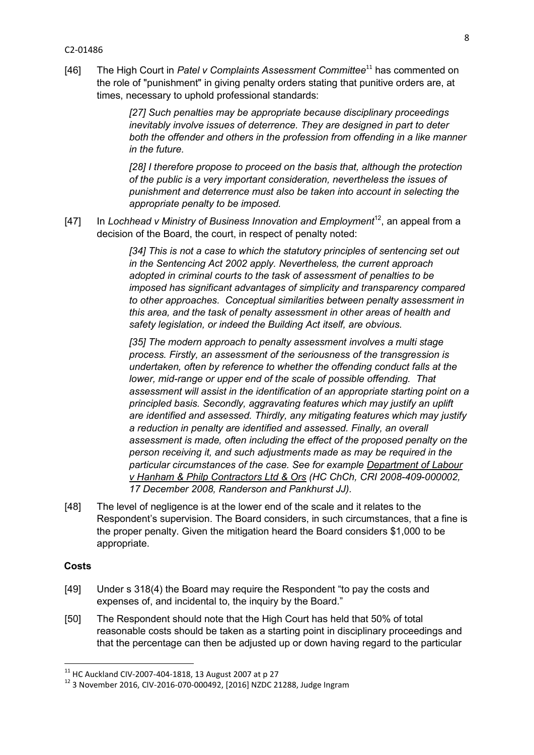[46] The High Court in *Patel v Complaints Assessment Committee*[11] has commented on the role of "punishment" in giving penalty orders stating that punitive orders are, at times, necessary to uphold professional standards:

> *[27] Such penalties may be appropriate because disciplinary proceedings inevitably involve issues of deterrence. They are designed in part to deter both the offender and others in the profession from offending in a like manner in the future.*
>
> *[28] I therefore propose to proceed on the basis that, although the protection of the public is a very important consideration, nevertheless the issues of punishment and deterrence must also be taken into account in selecting the appropriate penalty to be imposed.*

[47] In *Lochhead v Ministry of Business Innovation and Employment*[12], an appeal from a decision of the Board, the court, in respect of penalty noted:

> *[34] This is not a case to which the statutory principles of sentencing set out in the Sentencing Act 2002 apply. Nevertheless, the current approach adopted in criminal courts to the task of assessment of penalties to be imposed has significant advantages of simplicity and transparency compared to other approaches. Conceptual similarities between penalty assessment in this area, and the task of penalty assessment in other areas of health and safety legislation, or indeed the Building Act itself, are obvious.*
>
> *[35] The modern approach to penalty assessment involves a multi stage process. Firstly, an assessment of the seriousness of the transgression is undertaken, often by reference to whether the offending conduct falls at the lower, mid-range or upper end of the scale of possible offending. That assessment will assist in the identification of an appropriate starting point on a principled basis. Secondly, aggravating features which may justify an uplift are identified and assessed. Thirdly, any mitigating features which may justify a reduction in penalty are identified and assessed. Finally, an overall assessment is made, often including the effect of the proposed penalty on the person receiving it, and such adjustments made as may be required in the particular circumstances of the case. See for example Department of Labour v Hanham & Philp Contractors Ltd & Ors (HC ChCh, CRI 2008-409-000002, 17 December 2008, Randerson and Pankhurst JJ).*

[48] The level of negligence is at the lower end of the scale and it relates to the Respondent's supervision. The Board considers, in such circumstances, that a fine is the proper penalty. Given the mitigation heard the Board considers $1,000 to be appropriate.

## Costs

[49] Under s 318(4) the Board may require the Respondent "to pay the costs and expenses of, and incidental to, the inquiry by the Board."

[50] The Respondent should note that the High Court has held that 50% of total reasonable costs should be taken as a starting point in disciplinary proceedings and that the percentage can then be adjusted up or down having regard to the particular

---

[11] HC Auckland CIV-2007-404-1818, 13 August 2007 at p 27

[12] 3 November 2016, CIV-2016-070-000492, [2016] NZDC 21288, Judge Ingram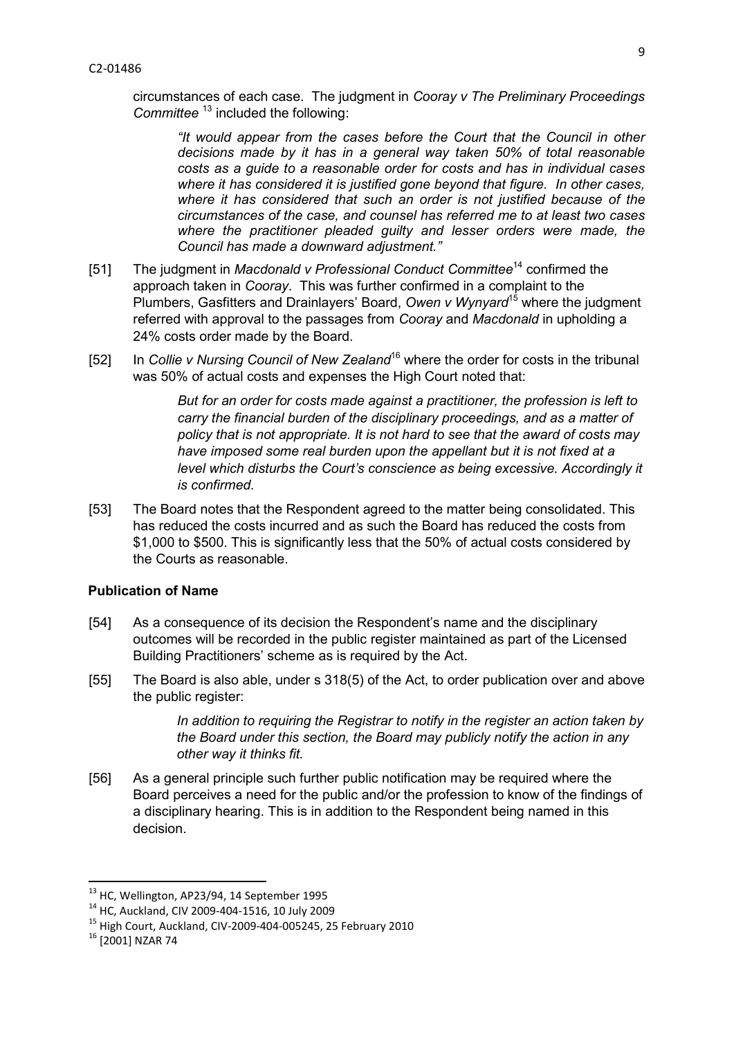circumstances of each case. The judgment in *Cooray v The Preliminary Proceedings Committee* [13] included the following:

> *"It would appear from the cases before the Court that the Council in other decisions made by it has in a general way taken 50% of total reasonable costs as a guide to a reasonable order for costs and has in individual cases where it has considered it is justified gone beyond that figure. In other cases, where it has considered that such an order is not justified because of the circumstances of the case, and counsel has referred me to at least two cases where the practitioner pleaded guilty and lesser orders were made, the Council has made a downward adjustment."*

[51] The judgment in *Macdonald v Professional Conduct Committee*[14] confirmed the approach taken in *Cooray*. This was further confirmed in a complaint to the Plumbers, Gasfitters and Drainlayers' Board, *Owen v Wynyard*[15] where the judgment referred with approval to the passages from *Cooray* and *Macdonald* in upholding a 24% costs order made by the Board.

[52] In *Collie v Nursing Council of New Zealand*[16] where the order for costs in the tribunal was 50% of actual costs and expenses the High Court noted that:

> *But for an order for costs made against a practitioner, the profession is left to carry the financial burden of the disciplinary proceedings, and as a matter of policy that is not appropriate. It is not hard to see that the award of costs may have imposed some real burden upon the appellant but it is not fixed at a level which disturbs the Court's conscience as being excessive. Accordingly it is confirmed.*

[53] The Board notes that the Respondent agreed to the matter being consolidated. This has reduced the costs incurred and as such the Board has reduced the costs from $1,000 to $500. This is significantly less that the 50% of actual costs considered by the Courts as reasonable.

## Publication of Name

[54] As a consequence of its decision the Respondent's name and the disciplinary outcomes will be recorded in the public register maintained as part of the Licensed Building Practitioners' scheme as is required by the Act.

[55] The Board is also able, under s 318(5) of the Act, to order publication over and above the public register:

> *In addition to requiring the Registrar to notify in the register an action taken by the Board under this section, the Board may publicly notify the action in any other way it thinks fit.*

[56] As a general principle such further public notification may be required where the Board perceives a need for the public and/or the profession to know of the findings of a disciplinary hearing. This is in addition to the Respondent being named in this decision.

---

[13] HC, Wellington, AP23/94, 14 September 1995

[14] HC, Auckland, CIV 2009-404-1516, 10 July 2009

[15] High Court, Auckland, CIV-2009-404-005245, 25 February 2010

[16] [2001] NZAR 74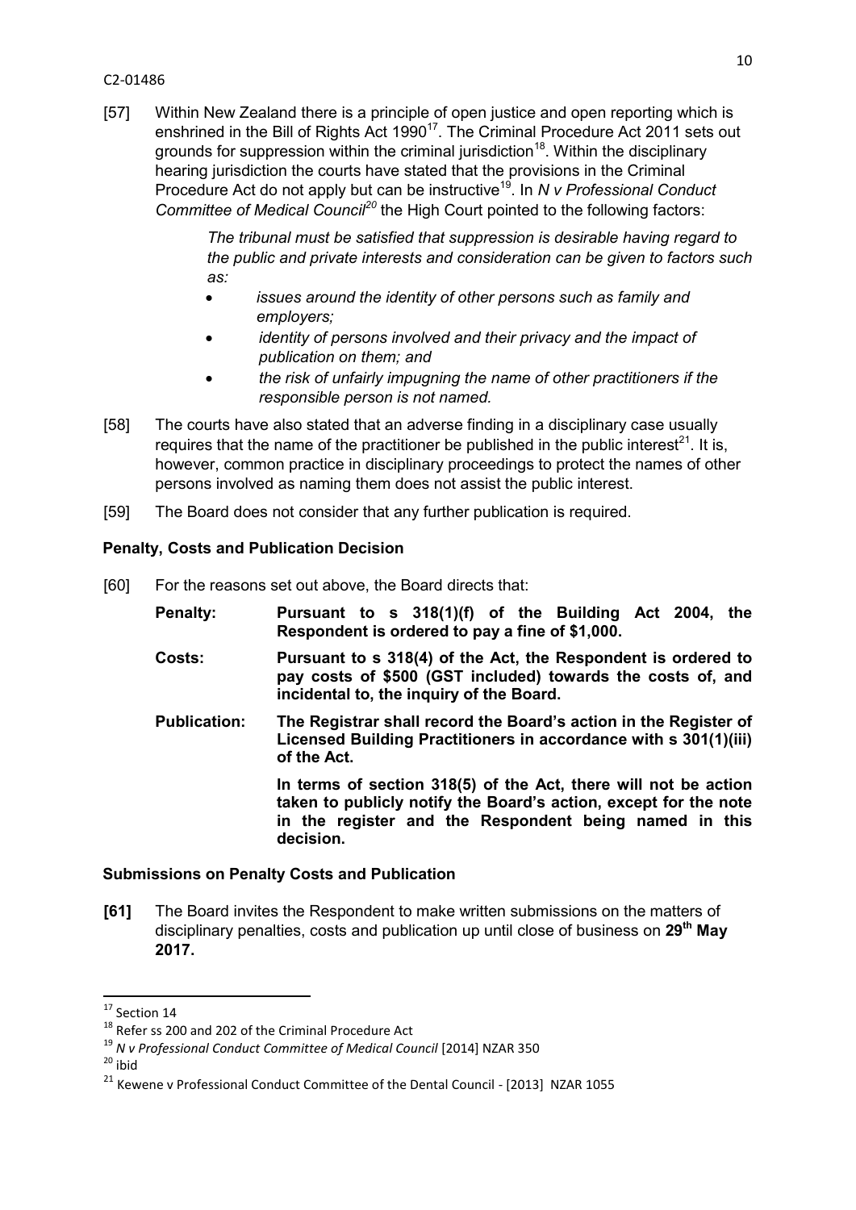[57] Within New Zealand there is a principle of open justice and open reporting which is enshrined in the Bill of Rights Act 1990[17]. The Criminal Procedure Act 2011 sets out grounds for suppression within the criminal jurisdiction[18]. Within the disciplinary hearing jurisdiction the courts have stated that the provisions in the Criminal Procedure Act do not apply but can be instructive[19]. In *N v Professional Conduct Committee of Medical Council*[20] the High Court pointed to the following factors:

> *The tribunal must be satisfied that suppression is desirable having regard to the public and private interests and consideration can be given to factors such as:*
>
> - *issues around the identity of other persons such as family and employers;*
> - *identity of persons involved and their privacy and the impact of publication on them; and*
> - *the risk of unfairly impugning the name of other practitioners if the responsible person is not named.*

[58] The courts have also stated that an adverse finding in a disciplinary case usually requires that the name of the practitioner be published in the public interest[21]. It is, however, common practice in disciplinary proceedings to protect the names of other persons involved as naming them does not assist the public interest.

[59] The Board does not consider that any further publication is required.

## Penalty, Costs and Publication Decision

[60] For the reasons set out above, the Board directs that:

**Penalty:** **Pursuant to s 318(1)(f) of the Building Act 2004, the Respondent is ordered to pay a fine of $1,000.**

**Costs:** **Pursuant to s 318(4) of the Act, the Respondent is ordered to pay costs of $500 (GST included) towards the costs of, and incidental to, the inquiry of the Board.**

**Publication:** **The Registrar shall record the Board's action in the Register of Licensed Building Practitioners in accordance with s 301(1)(iii) of the Act.**

**In terms of section 318(5) of the Act, there will not be action taken to publicly notify the Board's action, except for the note in the register and the Respondent being named in this decision.**

## Submissions on Penalty Costs and Publication

**[61]** The Board invites the Respondent to make written submissions on the matters of disciplinary penalties, costs and publication up until close of business on **29th May 2017.**

---

[17] Section 14

[18] Refer ss 200 and 202 of the Criminal Procedure Act

[19] *N v Professional Conduct Committee of Medical Council* [2014] NZAR 350

[20] ibid

[21] Kewene v Professional Conduct Committee of the Dental Council - [2013] NZAR 1055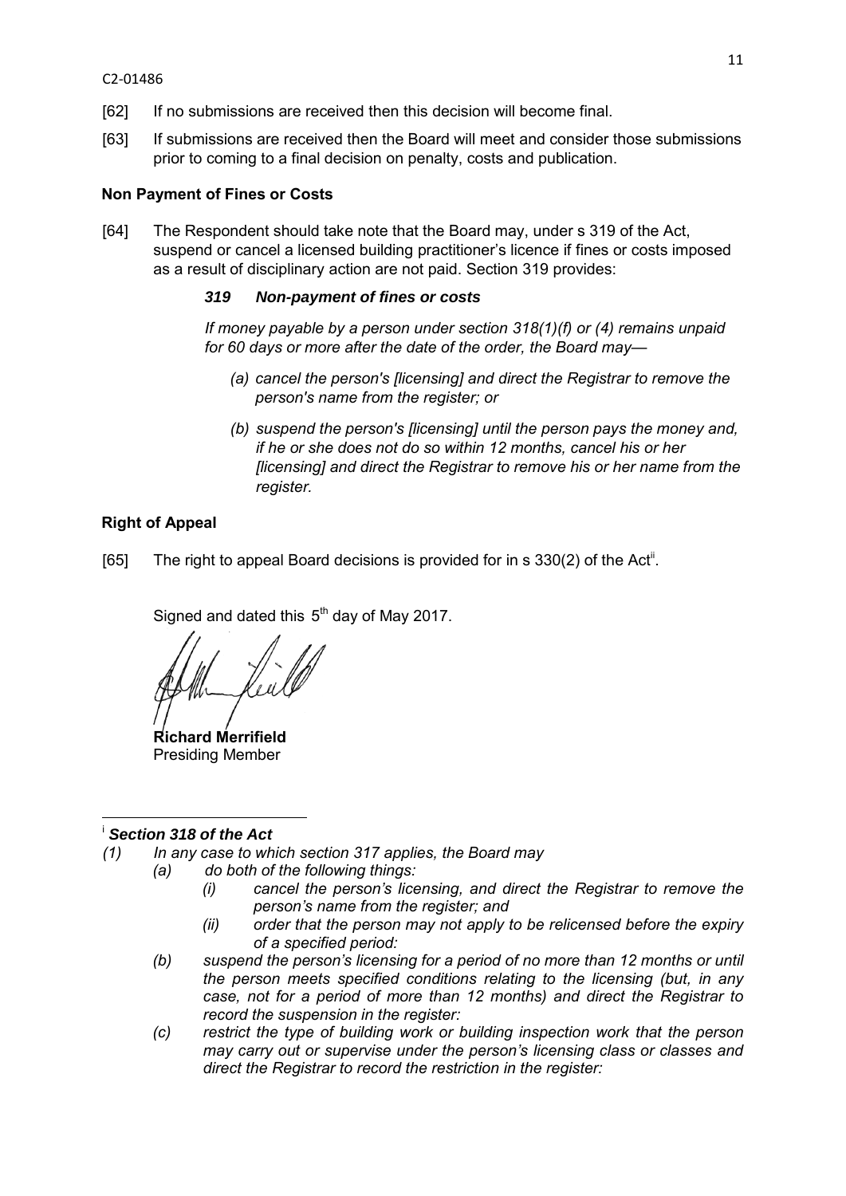[62] If no submissions are received then this decision will become final.

[63] If submissions are received then the Board will meet and consider those submissions prior to coming to a final decision on penalty, costs and publication.

**Non Payment of Fines or Costs**

[64] The Respondent should take note that the Board may, under s 319 of the Act, suspend or cancel a licensed building practitioner's licence if fines or costs imposed as a result of disciplinary action are not paid. Section 319 provides:

> ***319 Non-payment of fines or costs***
>
> *If money payable by a person under section 318(1)(f) or (4) remains unpaid for 60 days or more after the date of the order, the Board may—*
>
> *(a) cancel the person's [licensing] and direct the Registrar to remove the person's name from the register; or*
>
> *(b) suspend the person's [licensing] until the person pays the money and, if he or she does not do so within 12 months, cancel his or her [licensing] and direct the Registrar to remove his or her name from the register.*

**Right of Appeal**

[65] The right to appeal Board decisions is provided for in s 330(2) of the Act[ii].

Signed and dated this 5th day of May 2017.

**Richard Merrifield**
Presiding Member

---

[i] ***Section 318 of the Act***

*(1) In any case to which section 317 applies, the Board may*

*(a) do both of the following things:*

*(i) cancel the person's licensing, and direct the Registrar to remove the person's name from the register; and*

*(ii) order that the person may not apply to be relicensed before the expiry of a specified period:*

*(b) suspend the person's licensing for a period of no more than 12 months or until the person meets specified conditions relating to the licensing (but, in any case, not for a period of more than 12 months) and direct the Registrar to record the suspension in the register:*

*(c) restrict the type of building work or building inspection work that the person may carry out or supervise under the person's licensing class or classes and direct the Registrar to record the restriction in the register:*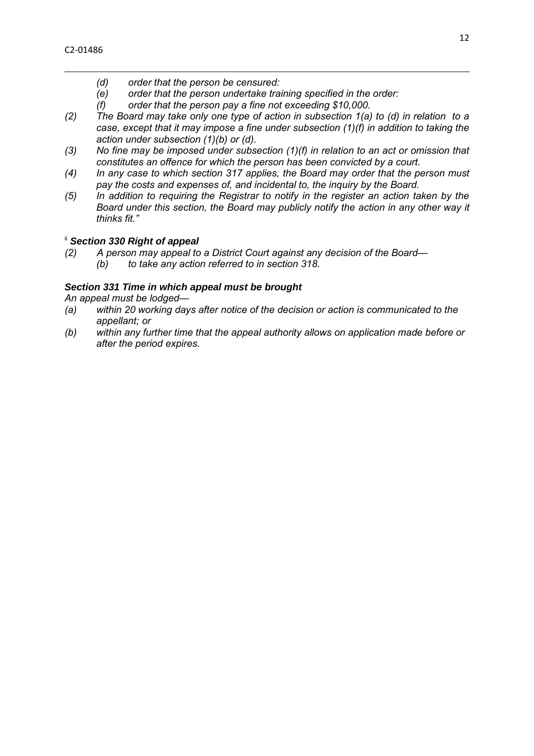*(d) order that the person be censured:*
*(e) order that the person undertake training specified in the order:*
*(f) order that the person pay a fine not exceeding $10,000.*

*(2) The Board may take only one type of action in subsection 1(a) to (d) in relation to a case, except that it may impose a fine under subsection (1)(f) in addition to taking the action under subsection (1)(b) or (d).*

*(3) No fine may be imposed under subsection (1)(f) in relation to an act or omission that constitutes an offence for which the person has been convicted by a court.*

*(4) In any case to which section 317 applies, the Board may order that the person must pay the costs and expenses of, and incidental to, the inquiry by the Board.*

*(5) In addition to requiring the Registrar to notify in the register an action taken by the Board under this section, the Board may publicly notify the action in any other way it thinks fit."*

[ii] ***Section 330 Right of appeal***

*(2) A person may appeal to a District Court against any decision of the Board—*
*(b) to take any action referred to in section 318.*

***Section 331 Time in which appeal must be brought***

*An appeal must be lodged—*

*(a) within 20 working days after notice of the decision or action is communicated to the appellant; or*

*(b) within any further time that the appeal authority allows on application made before or after the period expires.*